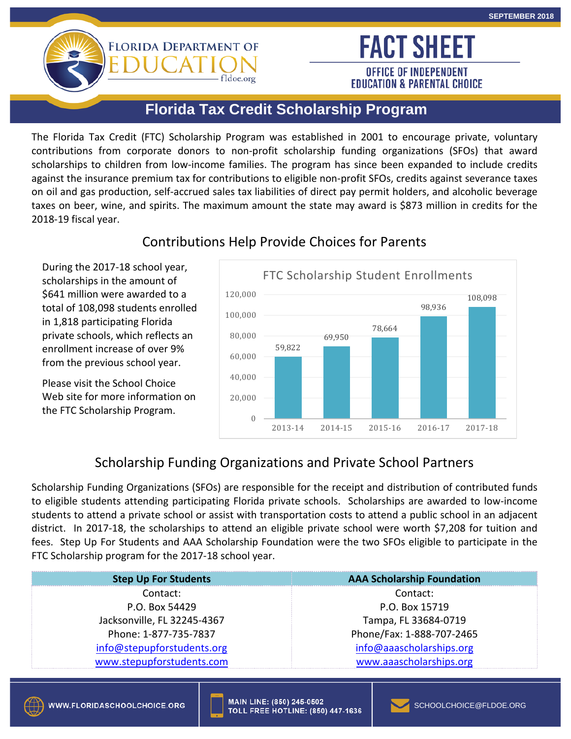SEPTEMBER 2018

FLORIDA DEPARTMENT OF EDUCATION
fldoe.org

# FACT SHEET

OFFICE OF INDEPENDENT EDUCATION & PARENTAL CHOICE

## Florida Tax Credit Scholarship Program

The Florida Tax Credit (FTC) Scholarship Program was established in 2001 to encourage private, voluntary contributions from corporate donors to non-profit scholarship funding organizations (SFOs) that award scholarships to children from low-income families. The program has since been expanded to include credits against the insurance premium tax for contributions to eligible non-profit SFOs, credits against severance taxes on oil and gas production, self-accrued sales tax liabilities of direct pay permit holders, and alcoholic beverage taxes on beer, wine, and spirits. The maximum amount the state may award is $873 million in credits for the 2018-19 fiscal year.

## Contributions Help Provide Choices for Parents

During the 2017-18 school year, scholarships in the amount of $641 million were awarded to a total of 108,098 students enrolled in 1,818 participating Florida private schools, which reflects an enrollment increase of over 9% from the previous school year.

Please visit the School Choice Web site for more information on the FTC Scholarship Program.

**FTC Scholarship Student Enrollments**

| School Year | Enrollments |
|---|---|
| 2013-14 | 59,822 |
| 2014-15 | 69,950 |
| 2015-16 | 78,664 |
| 2016-17 | 98,936 |
| 2017-18 | 108,098 |

## Scholarship Funding Organizations and Private School Partners

Scholarship Funding Organizations (SFOs) are responsible for the receipt and distribution of contributed funds to eligible students attending participating Florida private schools. Scholarships are awarded to low-income students to attend a private school or assist with transportation costs to attend a public school in an adjacent district. In 2017-18, the scholarships to attend an eligible private school were worth $7,208 for tuition and fees. Step Up For Students and AAA Scholarship Foundation were the two SFOs eligible to participate in the FTC Scholarship program for the 2017-18 school year.

| Step Up For Students | AAA Scholarship Foundation |
|---|---|
| Contact: | Contact: |
| P.O. Box 54429 | P.O. Box 15719 |
| Jacksonville, FL 32245-4367 | Tampa, FL 33684-0719 |
| Phone: 1-877-735-7837 | Phone/Fax: 1-888-707-2465 |
| info@stepupforstudents.org | info@aaascholarships.org |
| www.stepupforstudents.com | www.aaascholarships.org |

WWW.FLORIDASCHOOLCHOICE.ORG | MAIN LINE: (850) 245-0502 | TOLL FREE HOTLINE: (850) 447-1636 | SCHOOLCHOICE@FLDOE.ORG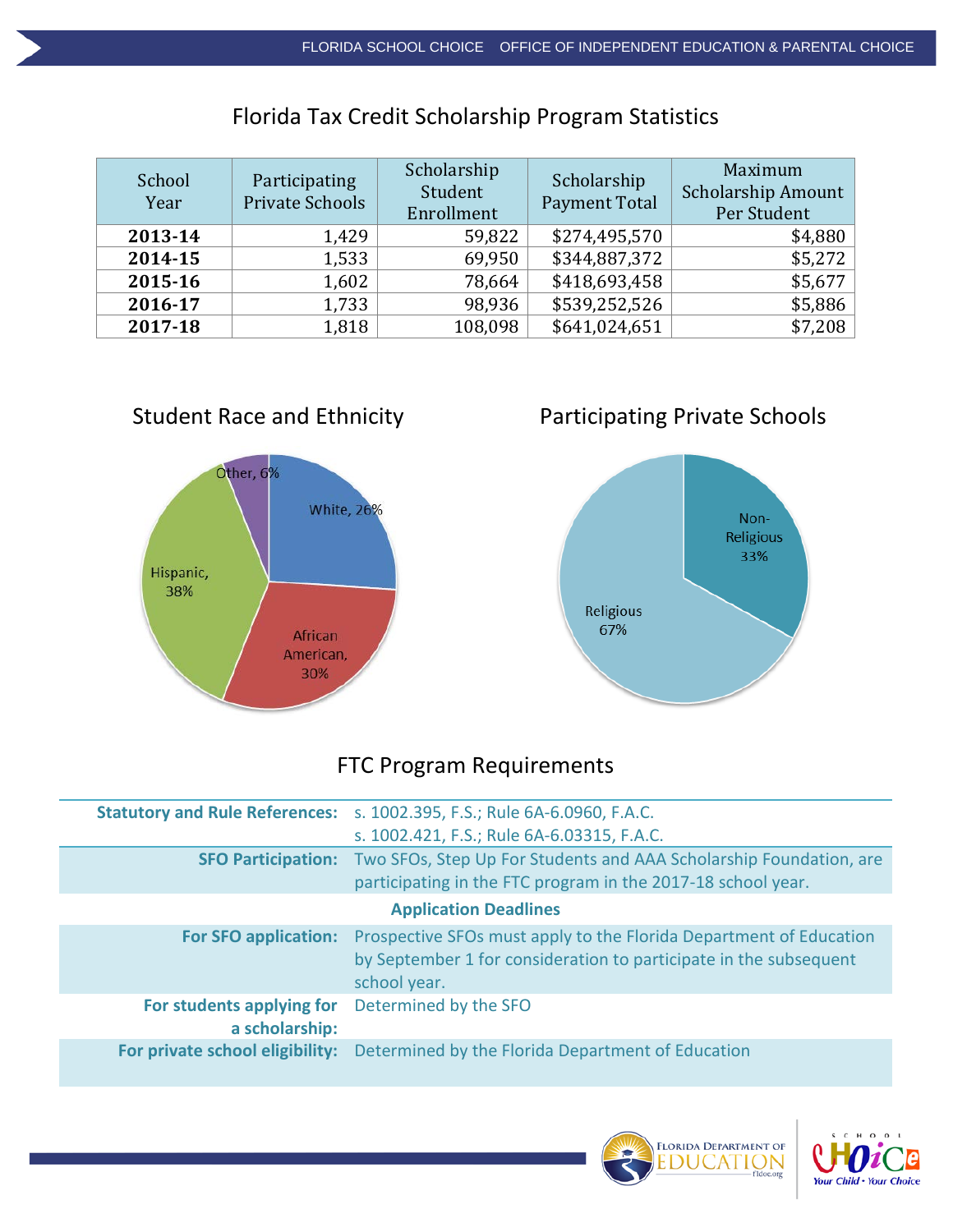# Florida Tax Credit Scholarship Program Statistics

| School Year | Participating Private Schools | Scholarship Student Enrollment | Scholarship Payment Total | Maximum Scholarship Amount Per Student |
|---|---|---|---|---|
| **2013-14** | 1,429 | 59,822 | $274,495,570 | $4,880 |
| **2014-15** | 1,533 | 69,950 | $344,887,372 | $5,272 |
| **2015-16** | 1,602 | 78,664 | $418,693,458 | $5,677 |
| **2016-17** | 1,733 | 98,936 | $539,252,526 | $5,886 |
| **2017-18** | 1,818 | 108,098 | $641,024,651 | $7,208 |

## Student Race and Ethnicity

White, 26%
African American, 30%
Hispanic, 38%
Other, 6%

## Participating Private Schools

Non-Religious 33%
Religious 67%

## FTC Program Requirements

| | |
|---|---|
| **Statutory and Rule References:** | s. 1002.395, F.S.; Rule 6A-6.0960, F.A.C.<br>s. 1002.421, F.S.; Rule 6A-6.03315, F.A.C. |
| **SFO Participation:** | Two SFOs, Step Up For Students and AAA Scholarship Foundation, are participating in the FTC program in the 2017-18 school year. |
| **Application Deadlines** | |
| **For SFO application:** | Prospective SFOs must apply to the Florida Department of Education by September 1 for consideration to participate in the subsequent school year. |
| **For students applying for a scholarship:** | Determined by the SFO |
| **For private school eligibility:** | Determined by the Florida Department of Education |